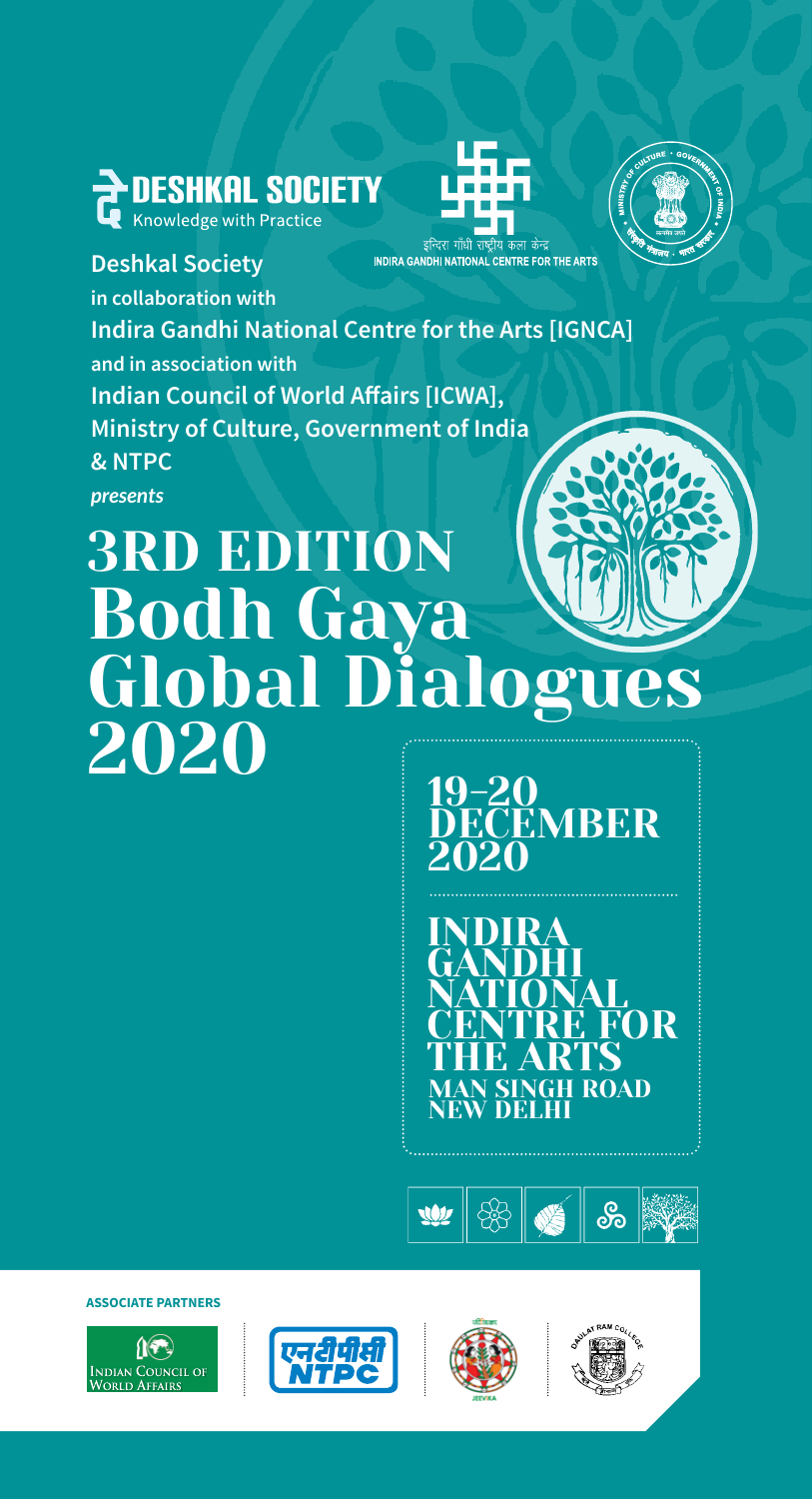DESHKAL SOCIETY
Knowledge with Practice

इन्दिरा गाँधी राष्ट्रीय कला केन्द्र
INDIRA GANDHI NATIONAL CENTRE FOR THE ARTS

**Deshkal Society**
**in collaboration with**
**Indira Gandhi National Centre for the Arts [IGNCA]**
**and in association with**
**Indian Council of World Affairs [ICWA],**
**Ministry of Culture, Government of India**
**& NTPC**
***presents***

# 3RD EDITION Bodh Gaya Global Dialogues 2020

## 19–20 DECEMBER 2020

## INDIRA GANDHI NATIONAL CENTRE FOR THE ARTS
### MAN SINGH ROAD NEW DELHI

**ASSOCIATE PARTNERS**

Indian Council of World Affairs

एनटीपीसी NTPC

JEEVIKA

Daulat Ram College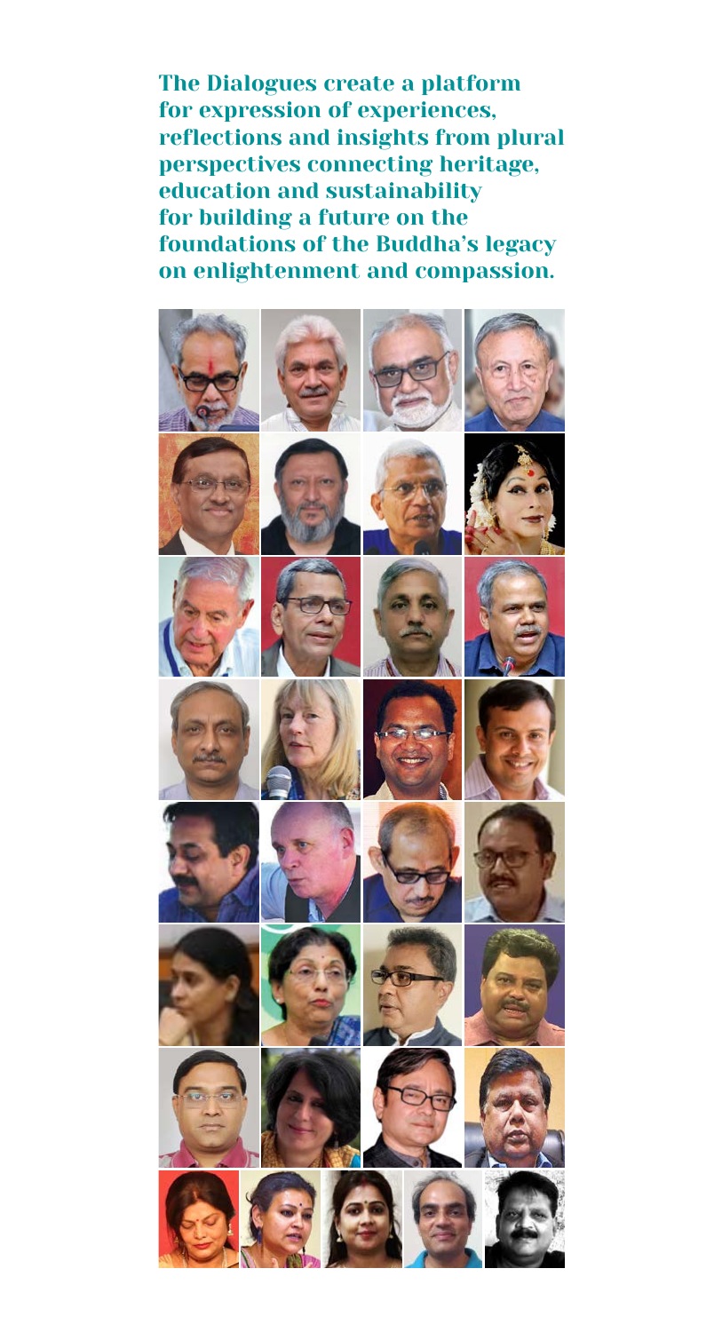**The Dialogues create a platform for expression of experiences, reflections and insights from plural perspectives connecting heritage, education and sustainability for building a future on the foundations of the Buddha's legacy on enlightenment and compassion.**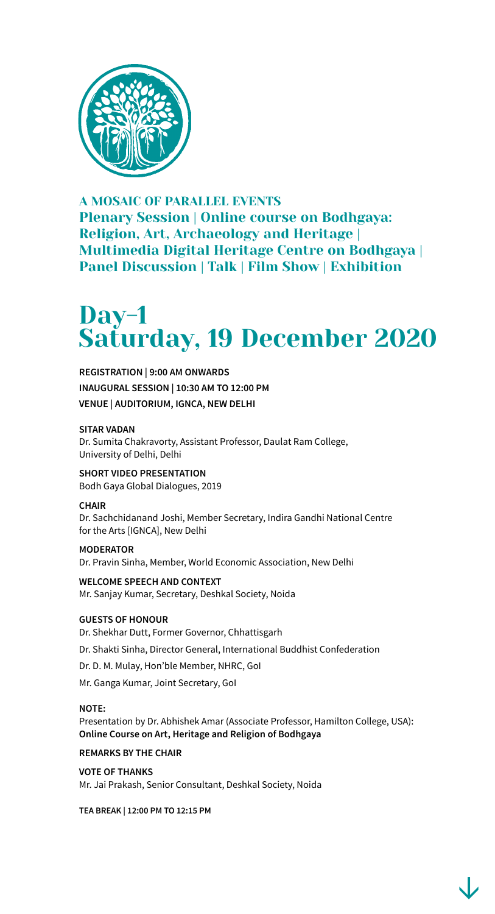### A MOSAIC OF PARALLEL EVENTS

### Plenary Session | Online course on Bodhgaya: Religion, Art, Archaeology and Heritage | Multimedia Digital Heritage Centre on Bodhgaya | Panel Discussion | Talk | Film Show | Exhibition

# Day-1
# Saturday, 19 December 2020

**REGISTRATION | 9:00 AM ONWARDS**

**INAUGURAL SESSION | 10:30 AM TO 12:00 PM**

**VENUE | AUDITORIUM, IGNCA, NEW DELHI**

**SITAR VADAN**
Dr. Sumita Chakravorty, Assistant Professor, Daulat Ram College, University of Delhi, Delhi

**SHORT VIDEO PRESENTATION**
Bodh Gaya Global Dialogues, 2019

**CHAIR**
Dr. Sachchidanand Joshi, Member Secretary, Indira Gandhi National Centre for the Arts [IGNCA], New Delhi

**MODERATOR**
Dr. Pravin Sinha, Member, World Economic Association, New Delhi

**WELCOME SPEECH AND CONTEXT**
Mr. Sanjay Kumar, Secretary, Deshkal Society, Noida

**GUESTS OF HONOUR**

Dr. Shekhar Dutt, Former Governor, Chhattisgarh

Dr. Shakti Sinha, Director General, International Buddhist Confederation

Dr. D. M. Mulay, Hon'ble Member, NHRC, GoI

Mr. Ganga Kumar, Joint Secretary, GoI

**NOTE:**
Presentation by Dr. Abhishek Amar (Associate Professor, Hamilton College, USA): **Online Course on Art, Heritage and Religion of Bodhgaya**

**REMARKS BY THE CHAIR**

**VOTE OF THANKS**
Mr. Jai Prakash, Senior Consultant, Deshkal Society, Noida

**TEA BREAK | 12:00 PM TO 12:15 PM**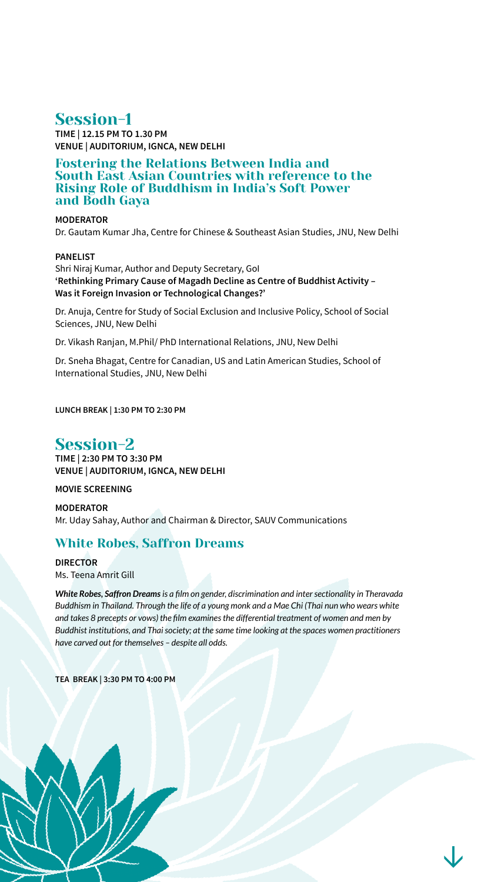## Session-1

**TIME | 12.15 PM TO 1.30 PM**
**VENUE | AUDITORIUM, IGNCA, NEW DELHI**

### Fostering the Relations Between India and South East Asian Countries with reference to the Rising Role of Buddhism in India's Soft Power and Bodh Gaya

**MODERATOR**
Dr. Gautam Kumar Jha, Centre for Chinese & Southeast Asian Studies, JNU, New Delhi

**PANELIST**
Shri Niraj Kumar, Author and Deputy Secretary, GoI
**'Rethinking Primary Cause of Magadh Decline as Centre of Buddhist Activity – Was it Foreign Invasion or Technological Changes?'**

Dr. Anuja, Centre for Study of Social Exclusion and Inclusive Policy, School of Social Sciences, JNU, New Delhi

Dr. Vikash Ranjan, M.Phil/ PhD International Relations, JNU, New Delhi

Dr. Sneha Bhagat, Centre for Canadian, US and Latin American Studies, School of International Studies, JNU, New Delhi

**LUNCH BREAK | 1:30 PM TO 2:30 PM**

## Session-2

**TIME | 2:30 PM TO 3:30 PM**
**VENUE | AUDITORIUM, IGNCA, NEW DELHI**

**MOVIE SCREENING**

**MODERATOR**
Mr. Uday Sahay, Author and Chairman & Director, SAUV Communications

### White Robes, Saffron Dreams

**DIRECTOR**
Ms. Teena Amrit Gill

***White Robes, Saffron Dreams*** *is a film on gender, discrimination and inter sectionality in Theravada Buddhism in Thailand. Through the life of a young monk and a Mae Chi (Thai nun who wears white and takes 8 precepts or vows) the film examines the differential treatment of women and men by Buddhist institutions, and Thai society; at the same time looking at the spaces women practitioners have carved out for themselves – despite all odds.*

**TEA BREAK | 3:30 PM TO 4:00 PM**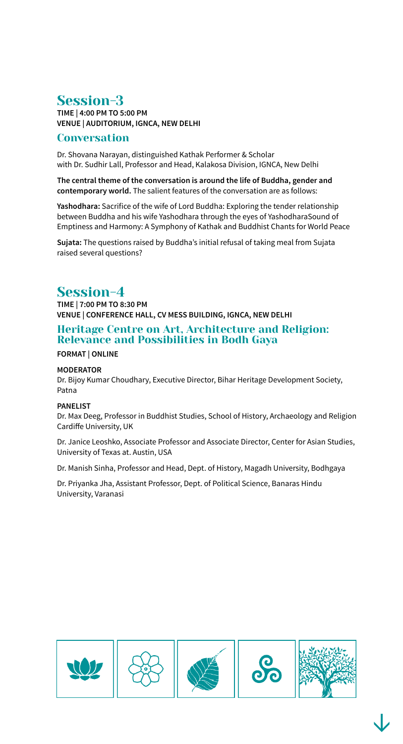## Session-3

**TIME | 4:00 PM TO 5:00 PM**
**VENUE | AUDITORIUM, IGNCA, NEW DELHI**

### Conversation

Dr. Shovana Narayan, distinguished Kathak Performer & Scholar
with Dr. Sudhir Lall, Professor and Head, Kalakosa Division, IGNCA, New Delhi

**The central theme of the conversation is around the life of Buddha, gender and contemporary world.** The salient features of the conversation are as follows:

**Yashodhara:** Sacrifice of the wife of Lord Buddha: Exploring the tender relationship between Buddha and his wife Yashodhara through the eyes of YashodharaSound of Emptiness and Harmony: A Symphony of Kathak and Buddhist Chants for World Peace

**Sujata:** The questions raised by Buddha's initial refusal of taking meal from Sujata raised several questions?

## Session-4

**TIME | 7:00 PM TO 8:30 PM**
**VENUE | CONFERENCE HALL, CV MESS BUILDING, IGNCA, NEW DELHI**

### Heritage Centre on Art, Architecture and Religion: Relevance and Possibilities in Bodh Gaya

**FORMAT | ONLINE**

**MODERATOR**
Dr. Bijoy Kumar Choudhary, Executive Director, Bihar Heritage Development Society, Patna

**PANELIST**
Dr. Max Deeg, Professor in Buddhist Studies, School of History, Archaeology and Religion Cardiffe University, UK

Dr. Janice Leoshko, Associate Professor and Associate Director, Center for Asian Studies, University of Texas at. Austin, USA

Dr. Manish Sinha, Professor and Head, Dept. of History, Magadh University, Bodhgaya

Dr. Priyanka Jha, Assistant Professor, Dept. of Political Science, Banaras Hindu University, Varanasi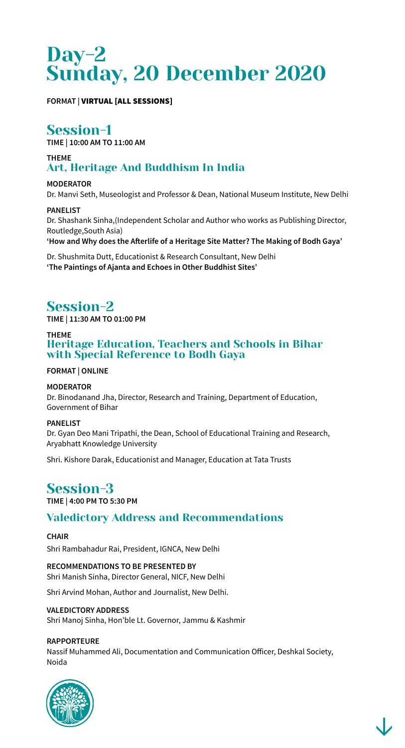# Day-2
# Sunday, 20 December 2020

**FORMAT** | **VIRTUAL [ALL SESSIONS]**

## Session-1

**TIME | 10:00 AM TO 11:00 AM**

**THEME**

### Art, Heritage And Buddhism In India

**MODERATOR**

Dr. Manvi Seth, Museologist and Professor & Dean, National Museum Institute, New Delhi

**PANELIST**

Dr. Shashank Sinha,(Independent Scholar and Author who works as Publishing Director, Routledge,South Asia)

**'How and Why does the Afterlife of a Heritage Site Matter? The Making of Bodh Gaya'**

Dr. Shushmita Dutt, Educationist & Research Consultant, New Delhi

**'The Paintings of Ajanta and Echoes in Other Buddhist Sites'**

## Session-2

**TIME | 11:30 AM TO 01:00 PM**

**THEME**

### Heritage Education, Teachers and Schools in Bihar with Special Reference to Bodh Gaya

**FORMAT | ONLINE**

**MODERATOR**

Dr. Binodanand Jha, Director, Research and Training, Department of Education, Government of Bihar

**PANELIST**

Dr. Gyan Deo Mani Tripathi, the Dean, School of Educational Training and Research, Aryabhatt Knowledge University

Shri. Kishore Darak, Educationist and Manager, Education at Tata Trusts

## Session-3

**TIME | 4:00 PM TO 5:30 PM**

### Valedictory Address and Recommendations

**CHAIR**

Shri Rambahadur Rai, President, IGNCA, New Delhi

**RECOMMENDATIONS TO BE PRESENTED BY**

Shri Manish Sinha, Director General, NICF, New Delhi

Shri Arvind Mohan, Author and Journalist, New Delhi.

**VALEDICTORY ADDRESS**

Shri Manoj Sinha, Hon'ble Lt. Governor, Jammu & Kashmir

**RAPPORTEURE**

Nassif Muhammed Ali, Documentation and Communication Officer, Deshkal Society, Noida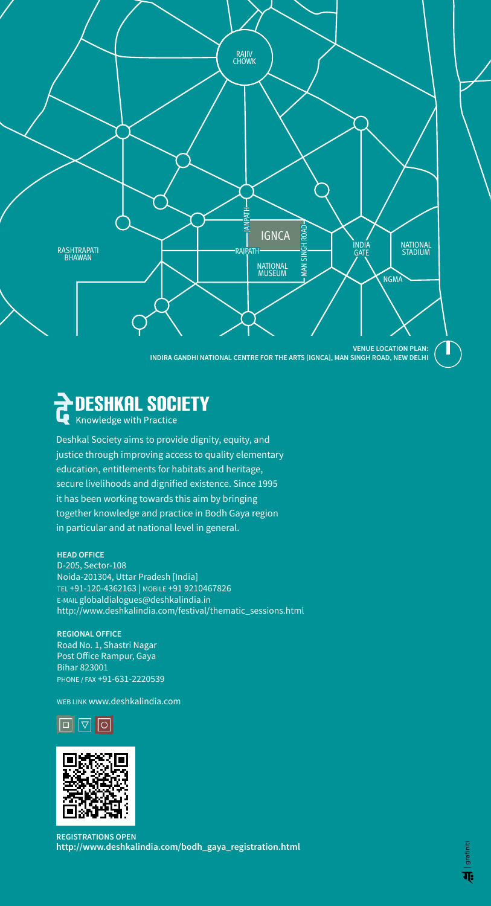RAJIV CHOWK

JANPATH

IGNCA

RAJPATH

MAN SINGH ROAD

NATIONAL MUSEUM

RASHTRAPATI BHAWAN

INDIA GATE

NATIONAL STADIUM

NGMA

**VENUE LOCATION PLAN:**
**INDIRA GANDHI NATIONAL CENTRE FOR THE ARTS [IGNCA], MAN SINGH ROAD, NEW DELHI**

# DESHKAL SOCIETY

Knowledge with Practice

Deshkal Society aims to provide dignity, equity, and justice through improving access to quality elementary education, entitlements for habitats and heritage, secure livelihoods and dignified existence. Since 1995 it has been working towards this aim by bringing together knowledge and practice in Bodh Gaya region in particular and at national level in general.

**HEAD OFFICE**
D-205, Sector-108
Noida-201304, Uttar Pradesh [India]
TEL +91-120-4362163 | MOBILE +91 9210467826
E-MAIL globaldialogues@deshkalindia.in
http://www.deshkalindia.com/festival/thematic_sessions.html

**REGIONAL OFFICE**
Road No. 1, Shastri Nagar
Post Office Rampur, Gaya
Bihar 823001
PHONE / FAX +91-631-2220539

WEB LINK www.deshkalindia.com

**REGISTRATIONS OPEN**
**http://www.deshkalindia.com/bodh_gaya_registration.html**

| grafiniti